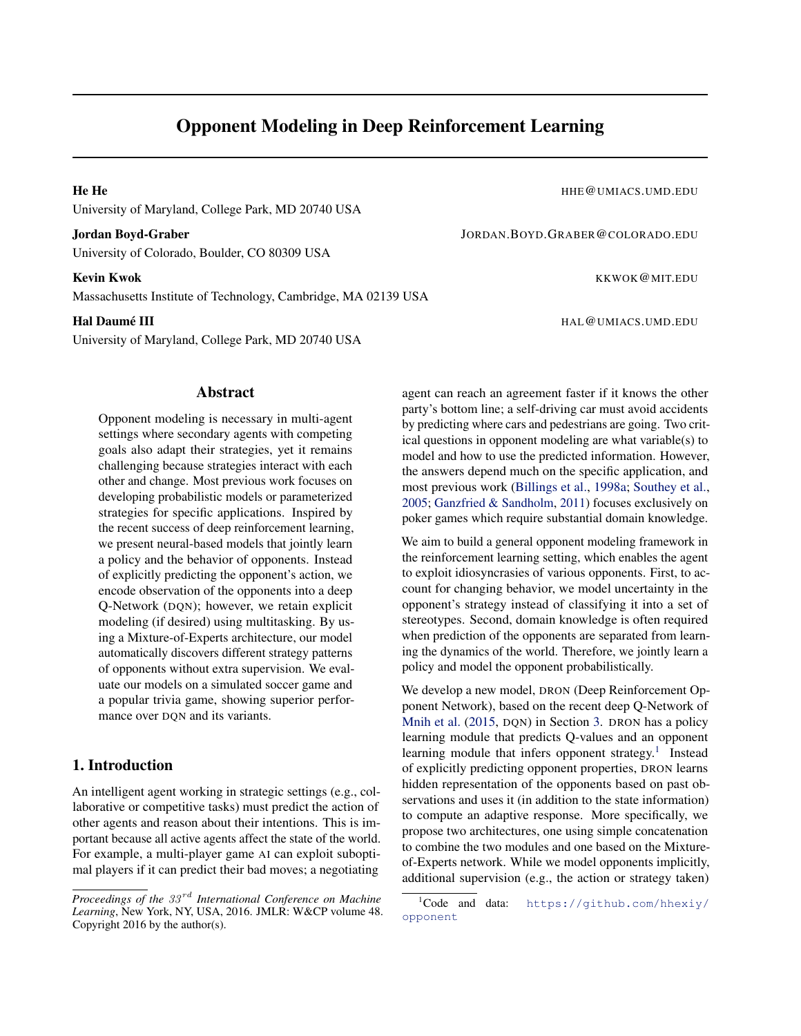# Opponent Modeling in Deep Reinforcement Learning

**He He** HHE@UMIACS.UMD.EDU
University of Maryland, College Park, MD 20740 USA

**Jordan Boyd-Graber** JORDAN.BOYD.GRABER@COLORADO.EDU
University of Colorado, Boulder, CO 80309 USA

**Kevin Kwok** KKWOK@MIT.EDU
Massachusetts Institute of Technology, Cambridge, MA 02139 USA

**Hal Daumé III** HAL@UMIACS.UMD.EDU
University of Maryland, College Park, MD 20740 USA

## Abstract

Opponent modeling is necessary in multi-agent settings where secondary agents with competing goals also adapt their strategies, yet it remains challenging because strategies interact with each other and change. Most previous work focuses on developing probabilistic models or parameterized strategies for specific applications. Inspired by the recent success of deep reinforcement learning, we present neural-based models that jointly learn a policy and the behavior of opponents. Instead of explicitly predicting the opponent's action, we encode observation of the opponents into a deep Q-Network (DQN); however, we retain explicit modeling (if desired) using multitasking. By using a Mixture-of-Experts architecture, our model automatically discovers different strategy patterns of opponents without extra supervision. We evaluate our models on a simulated soccer game and a popular trivia game, showing superior performance over DQN and its variants.

## 1. Introduction

An intelligent agent working in strategic settings (e.g., collaborative or competitive tasks) must predict the action of other agents and reason about their intentions. This is important because all active agents affect the state of the world. For example, a multi-player game AI can exploit suboptimal players if it can predict their bad moves; a negotiating agent can reach an agreement faster if it knows the other party's bottom line; a self-driving car must avoid accidents by predicting where cars and pedestrians are going. Two critical questions in opponent modeling are what variable(s) to model and how to use the predicted information. However, the answers depend much on the specific application, and most previous work (Billings et al., 1998a; Southey et al., 2005; Ganzfried & Sandholm, 2011) focuses exclusively on poker games which require substantial domain knowledge.

We aim to build a general opponent modeling framework in the reinforcement learning setting, which enables the agent to exploit idiosyncrasies of various opponents. First, to account for changing behavior, we model uncertainty in the opponent's strategy instead of classifying it into a set of stereotypes. Second, domain knowledge is often required when prediction of the opponents are separated from learning the dynamics of the world. Therefore, we jointly learn a policy and model the opponent probabilistically.

We develop a new model, DRON (Deep Reinforcement Opponent Network), based on the recent deep Q-Network of Mnih et al. (2015, DQN) in Section 3. DRON has a policy learning module that predicts Q-values and an opponent learning module that infers opponent strategy.[1] Instead of explicitly predicting opponent properties, DRON learns hidden representation of the opponents based on past observations and uses it (in addition to the state information) to compute an adaptive response. More specifically, we propose two architectures, one using simple concatenation to combine the two modules and one based on the Mixture-of-Experts network. While we model opponents implicitly, additional supervision (e.g., the action or strategy taken)

*Proceedings of the 33[rd] International Conference on Machine Learning*, New York, NY, USA, 2016. JMLR: W&CP volume 48. Copyright 2016 by the author(s).

[1] Code and data: https://github.com/hhexiy/opponent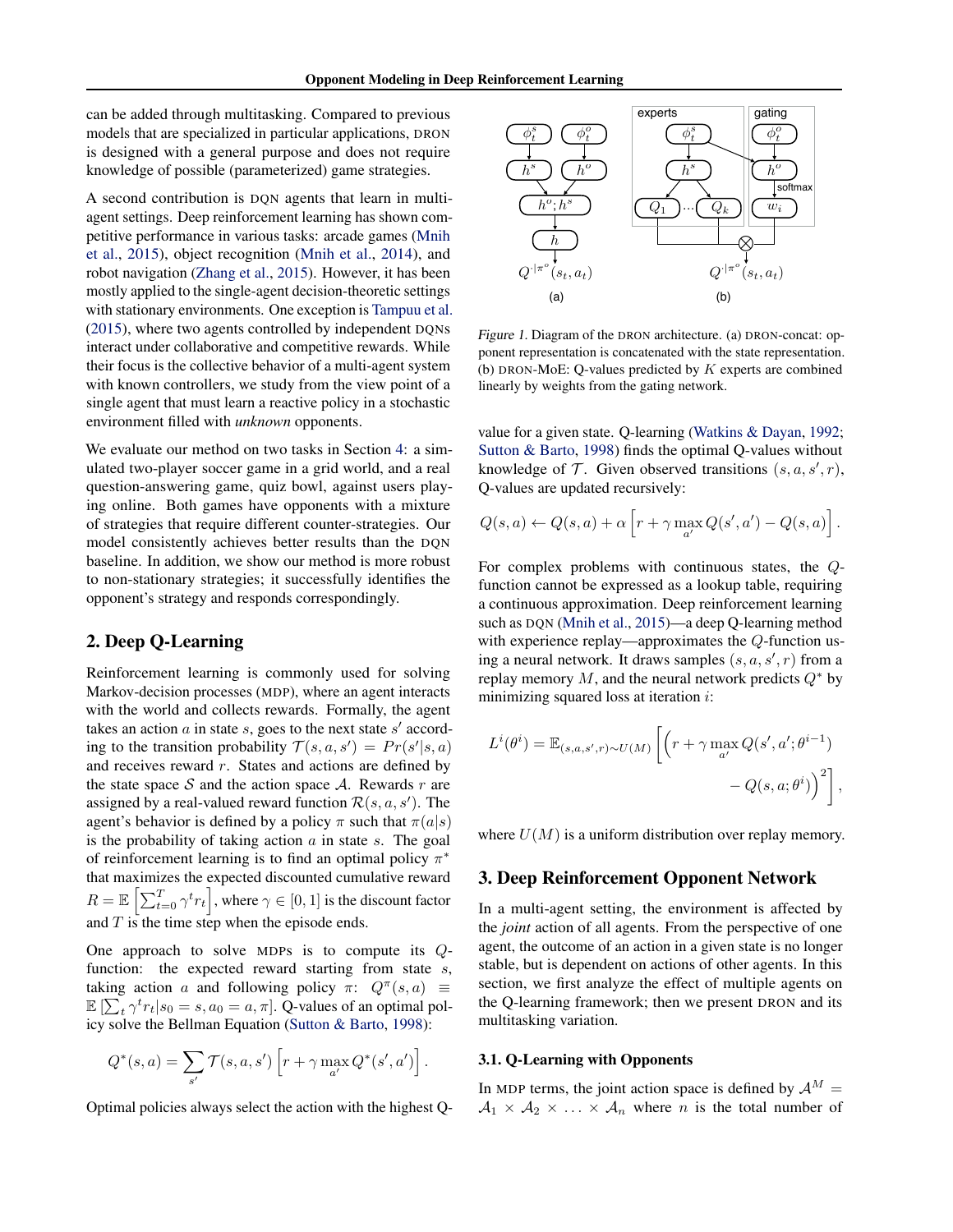can be added through multitasking. Compared to previous models that are specialized in particular applications, DRON is designed with a general purpose and does not require knowledge of possible (parameterized) game strategies.

A second contribution is DQN agents that learn in multi-agent settings. Deep reinforcement learning has shown competitive performance in various tasks: arcade games (Mnih et al., 2015), object recognition (Mnih et al., 2014), and robot navigation (Zhang et al., 2015). However, it has been mostly applied to the single-agent decision-theoretic settings with stationary environments. One exception is Tampuu et al. (2015), where two agents controlled by independent DQNs interact under collaborative and competitive rewards. While their focus is the collective behavior of a multi-agent system with known controllers, we study from the view point of a single agent that must learn a reactive policy in a stochastic environment filled with *unknown* opponents.

We evaluate our method on two tasks in Section 4: a simulated two-player soccer game in a grid world, and a real question-answering game, quiz bowl, against users playing online. Both games have opponents with a mixture of strategies that require different counter-strategies. Our model consistently achieves better results than the DQN baseline. In addition, we show our method is more robust to non-stationary strategies; it successfully identifies the opponent's strategy and responds correspondingly.

## 2. Deep Q-Learning

Reinforcement learning is commonly used for solving Markov-decision processes (MDP), where an agent interacts with the world and collects rewards. Formally, the agent takes an action $a$ in state $s$, goes to the next state $s'$ according to the transition probability $\mathcal{T}(s, a, s') = Pr(s'|s, a)$ and receives reward $r$. States and actions are defined by the state space $\mathcal{S}$ and the action space $\mathcal{A}$. Rewards $r$ are assigned by a real-valued reward function $\mathcal{R}(s, a, s')$. The agent's behavior is defined by a policy $\pi$ such that $\pi(a|s)$ is the probability of taking action $a$ in state $s$. The goal of reinforcement learning is to find an optimal policy $\pi^*$ that maximizes the expected discounted cumulative reward $R = \mathbb{E}\left[\sum_{t=0}^{T} \gamma^t r_t\right]$, where $\gamma \in [0, 1]$ is the discount factor and $T$ is the time step when the episode ends.

One approach to solve MDPs is to compute its $Q$-function: the expected reward starting from state $s$, taking action $a$ and following policy $\pi$: $Q^\pi(s, a) \equiv \mathbb{E}\left[\sum_t \gamma^t r_t | s_0 = s, a_0 = a, \pi\right]$. Q-values of an optimal policy solve the Bellman Equation (Sutton & Barto, 1998):

$$Q^*(s, a) = \sum_{s'} \mathcal{T}(s, a, s')\left[r + \gamma \max_{a'} Q^*(s', a')\right].$$

Optimal policies always select the action with the highest Q-value for a given state. Q-learning (Watkins & Dayan, 1992; Sutton & Barto, 1998) finds the optimal Q-values without knowledge of $\mathcal{T}$. Given observed transitions $(s, a, s', r)$, Q-values are updated recursively:

$$Q(s, a) \leftarrow Q(s, a) + \alpha\left[r + \gamma \max_{a'} Q(s', a') - Q(s, a)\right].$$

For complex problems with continuous states, the $Q$-function cannot be expressed as a lookup table, requiring a continuous approximation. Deep reinforcement learning such as DQN (Mnih et al., 2015)—a deep Q-learning method with experience replay—approximates the $Q$-function using a neural network. It draws samples $(s, a, s', r)$ from a replay memory $M$, and the neural network predicts $Q^*$ by minimizing squared loss at iteration $i$:

$$L^i(\theta^i) = \mathbb{E}_{(s,a,s',r)\sim U(M)}\left[\left(r + \gamma \max_{a'} Q(s', a'; \theta^{i-1}) - Q(s, a; \theta^i)\right)^2\right],$$

where $U(M)$ is a uniform distribution over replay memory.

Figure 1. Diagram of the DRON architecture. (a) DRON-concat: opponent representation is concatenated with the state representation. (b) DRON-MoE: Q-values predicted by $K$ experts are combined linearly by weights from the gating network.

## 3. Deep Reinforcement Opponent Network

In a multi-agent setting, the environment is affected by the *joint* action of all agents. From the perspective of one agent, the outcome of an action in a given state is no longer stable, but is dependent on actions of other agents. In this section, we first analyze the effect of multiple agents on the Q-learning framework; then we present DRON and its multitasking variation.

### 3.1. Q-Learning with Opponents

In MDP terms, the joint action space is defined by $\mathcal{A}^M = \mathcal{A}_1 \times \mathcal{A}_2 \times \ldots \times \mathcal{A}_n$ where $n$ is the total number of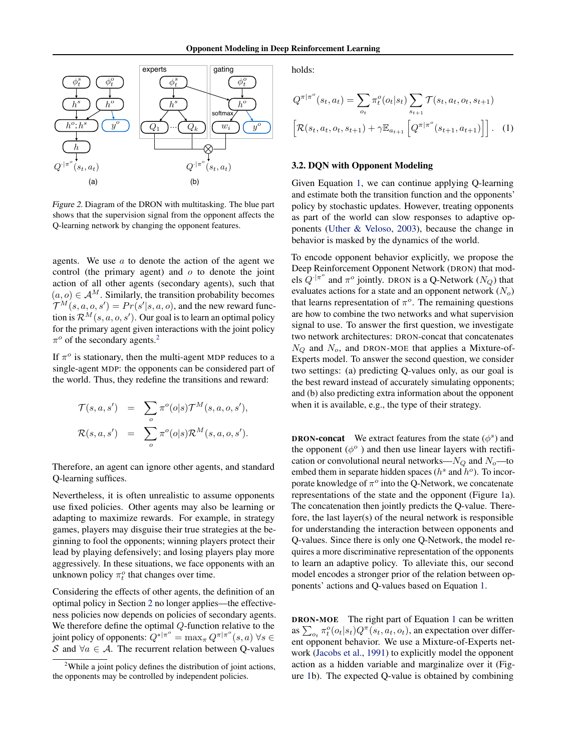Figure 2. Diagram of the DRON with multitasking. The blue part shows that the supervision signal from the opponent affects the Q-learning network by changing the opponent features.

agents. We use $a$ to denote the action of the agent we control (the primary agent) and $o$ to denote the joint action of all other agents (secondary agents), such that $(a, o) \in \mathcal{A}^M$. Similarly, the transition probability becomes $\mathcal{T}^M(s, a, o, s') = Pr(s'|s, a, o)$, and the new reward function is $\mathcal{R}^M(s, a, o, s')$. Our goal is to learn an optimal policy for the primary agent given interactions with the joint policy $\pi^o$ of the secondary agents.[2]

If $\pi^o$ is stationary, then the multi-agent MDP reduces to a single-agent MDP: the opponents can be considered part of the world. Thus, they redefine the transitions and reward:

$$\mathcal{T}(s, a, s') = \sum_o \pi^o(o|s)\mathcal{T}^M(s, a, o, s'),$$

$$\mathcal{R}(s, a, s') = \sum_o \pi^o(o|s)\mathcal{R}^M(s, a, o, s').$$

Therefore, an agent can ignore other agents, and standard Q-learning suffices.

Nevertheless, it is often unrealistic to assume opponents use fixed policies. Other agents may also be learning or adapting to maximize rewards. For example, in strategy games, players may disguise their true strategies at the beginning to fool the opponents; winning players protect their lead by playing defensively; and losing players play more aggressively. In these situations, we face opponents with an unknown policy $\pi^o_t$ that changes over time.

Considering the effects of other agents, the definition of an optimal policy in Section 2 no longer applies—the effectiveness policies now depends on policies of secondary agents. We therefore define the optimal $Q$-function relative to the joint policy of opponents: $Q^{*|\pi^o} = \max_\pi Q^{\pi|\pi^o}(s, a)\ \forall s \in \mathcal{S}$ and $\forall a \in \mathcal{A}$. The recurrent relation between Q-values holds:

$$Q^{\pi|\pi^o}(s_t, a_t) = \sum_{o_t} \pi^o_t(o_t|s_t) \sum_{s_{t+1}} \mathcal{T}(s_t, a_t, o_t, s_{t+1}) \left[\mathcal{R}(s_t, a_t, o_t, s_{t+1}) + \gamma \mathbb{E}_{a_{t+1}}\left[Q^{\pi|\pi^o}(s_{t+1}, a_{t+1})\right]\right]. \quad (1)$$

[2] While a joint policy defines the distribution of joint actions, the opponents may be controlled by independent policies.

### 3.2. DQN with Opponent Modeling

Given Equation 1, we can continue applying Q-learning and estimate both the transition function and the opponents' policy by stochastic updates. However, treating opponents as part of the world can slow responses to adaptive opponents (Uther & Veloso, 2003), because the change in behavior is masked by the dynamics of the world.

To encode opponent behavior explicitly, we propose the Deep Reinforcement Opponent Network (DRON) that models $Q^{\cdot|\pi^o}$ and $\pi^o$ jointly. DRON is a Q-Network ($N_Q$) that evaluates actions for a state and an opponent network ($N_o$) that learns representation of $\pi^o$. The remaining questions are how to combine the two networks and what supervision signal to use. To answer the first question, we investigate two network architectures: DRON-concat that concatenates $N_Q$ and $N_o$, and DRON-MOE that applies a Mixture-of-Experts model. To answer the second question, we consider two settings: (a) predicting Q-values only, as our goal is the best reward instead of accurately simulating opponents; and (b) also predicting extra information about the opponent when it is available, e.g., the type of their strategy.

**DRON-concat** We extract features from the state ($\phi^s$) and the opponent ($\phi^o$) and then use linear layers with rectification or convolutional neural networks—$N_Q$ and $N_o$—to embed them in separate hidden spaces ($h^s$ and $h^o$). To incorporate knowledge of $\pi^o$ into the Q-Network, we concatenate representations of the state and the opponent (Figure 1a). The concatenation then jointly predicts the Q-value. Therefore, the last layer(s) of the neural network is responsible for understanding the interaction between opponents and Q-values. Since there is only one Q-Network, the model requires a more discriminative representation of the opponents to learn an adaptive policy. To alleviate this, our second model encodes a stronger prior of the relation between opponents' actions and Q-values based on Equation 1.

**DRON-MOE** The right part of Equation 1 can be written as $\sum_{o_t} \pi^o_t(o_t|s_t) Q^\pi(s_t, a_t, o_t)$, an expectation over different opponent behavior. We use a Mixture-of-Experts network (Jacobs et al., 1991) to explicitly model the opponent action as a hidden variable and marginalize over it (Figure 1b). The expected Q-value is obtained by combining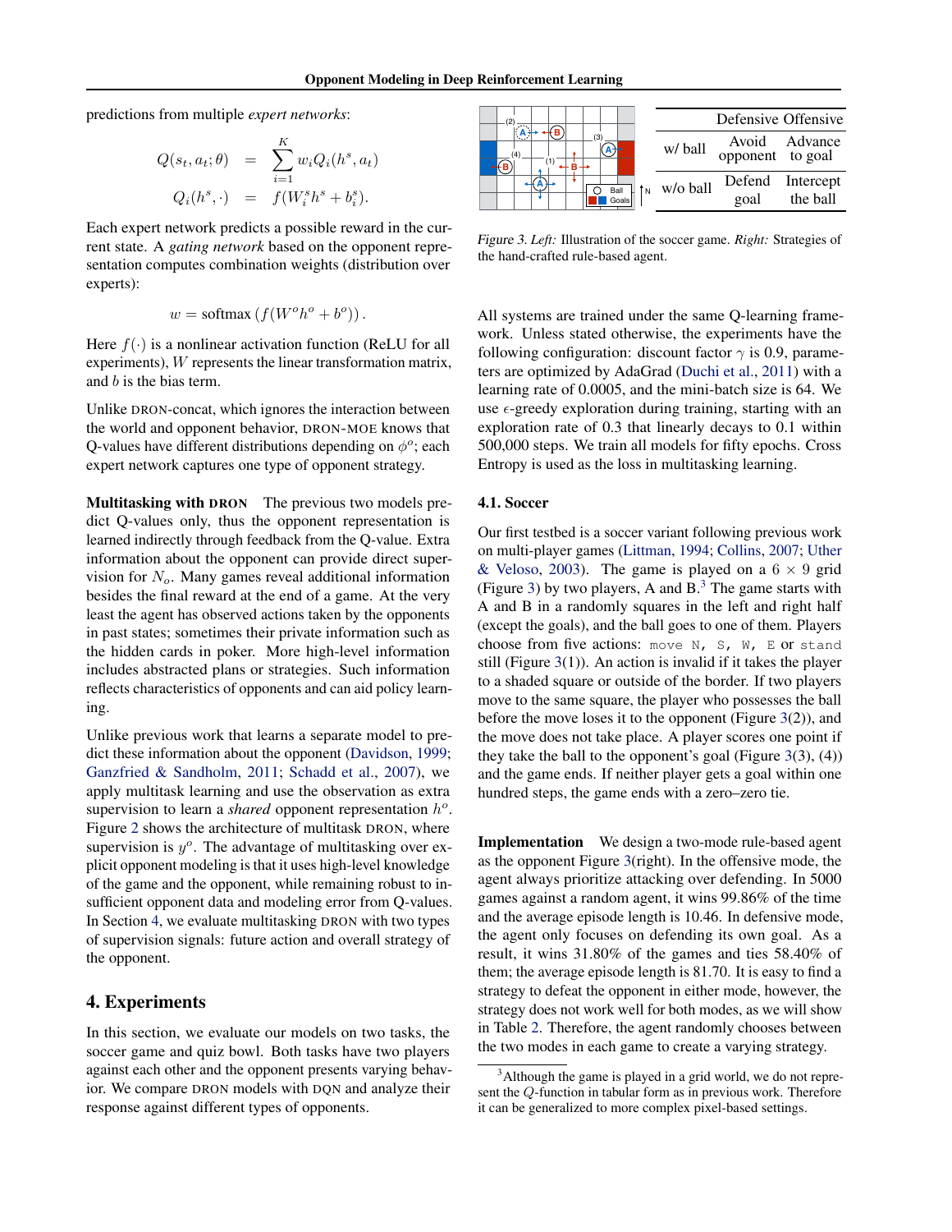predictions from multiple *expert networks*:

$$
\begin{aligned}
Q(s_t, a_t; \theta) &= \sum_{i=1}^{K} w_i Q_i(h^s, a_t) \\
Q_i(h^s, \cdot) &= f(W_i^s h^s + b_i^s).
\end{aligned}
$$

Each expert network predicts a possible reward in the current state. A *gating network* based on the opponent representation computes combination weights (distribution over experts):

$$
w = \text{softmax}\left(f(W^o h^o + b^o)\right).
$$

Here $f(\cdot)$ is a nonlinear activation function (ReLU for all experiments), $W$ represents the linear transformation matrix, and $b$ is the bias term.

Unlike DRON-concat, which ignores the interaction between the world and opponent behavior, DRON-MOE knows that Q-values have different distributions depending on $\phi^o$; each expert network captures one type of opponent strategy.

**Multitasking with DRON** The previous two models predict Q-values only, thus the opponent representation is learned indirectly through feedback from the Q-value. Extra information about the opponent can provide direct supervision for $N_o$. Many games reveal additional information besides the final reward at the end of a game. At the very least the agent has observed actions taken by the opponents in past states; sometimes their private information such as the hidden cards in poker. More high-level information includes abstracted plans or strategies. Such information reflects characteristics of opponents and can aid policy learning.

Unlike previous work that learns a separate model to predict these information about the opponent (Davidson, 1999; Ganzfried & Sandholm, 2011; Schadd et al., 2007), we apply multitask learning and use the observation as extra supervision to learn a *shared* opponent representation $h^o$. Figure 2 shows the architecture of multitask DRON, where supervision is $y^o$. The advantage of multitasking over explicit opponent modeling is that it uses high-level knowledge of the game and the opponent, while remaining robust to insufficient opponent data and modeling error from Q-values. In Section 4, we evaluate multitasking DRON with two types of supervision signals: future action and overall strategy of the opponent.

## 4. Experiments

In this section, we evaluate our models on two tasks, the soccer game and quiz bowl. Both tasks have two players against each other and the opponent presents varying behavior. We compare DRON models with DQN and analyze their response against different types of opponents.

|  | Defensive | Offensive |
|---|---|---|
| w/ ball | Avoid opponent | Advance to goal |
| w/o ball | Defend goal | Intercept the ball |

*Figure 3. Left:* Illustration of the soccer game. *Right:* Strategies of the hand-crafted rule-based agent.

All systems are trained under the same Q-learning framework. Unless stated otherwise, the experiments have the following configuration: discount factor $\gamma$ is 0.9, parameters are optimized by AdaGrad (Duchi et al., 2011) with a learning rate of 0.0005, and the mini-batch size is 64. We use $\epsilon$-greedy exploration during training, starting with an exploration rate of 0.3 that linearly decays to 0.1 within 500,000 steps. We train all models for fifty epochs. Cross Entropy is used as the loss in multitasking learning.

### 4.1. Soccer

Our first testbed is a soccer variant following previous work on multi-player games (Littman, 1994; Collins, 2007; Uther & Veloso, 2003). The game is played on a $6 \times 9$ grid (Figure 3) by two players, A and B.[3] The game starts with A and B in a randomly squares in the left and right half (except the goals), and the ball goes to one of them. Players choose from five actions: `move N, S, W, E` or `stand` still (Figure 3(1)). An action is invalid if it takes the player to a shaded square or outside of the border. If two players move to the same square, the player who possesses the ball before the move loses it to the opponent (Figure 3(2)), and the move does not take place. A player scores one point if they take the ball to the opponent's goal (Figure 3(3), (4)) and the game ends. If neither player gets a goal within one hundred steps, the game ends with a zero–zero tie.

**Implementation** We design a two-mode rule-based agent as the opponent Figure 3(right). In the offensive mode, the agent always prioritize attacking over defending. In 5000 games against a random agent, it wins 99.86% of the time and the average episode length is 10.46. In defensive mode, the agent only focuses on defending its own goal. As a result, it wins 31.80% of the games and ties 58.40% of them; the average episode length is 81.70. It is easy to find a strategy to defeat the opponent in either mode, however, the strategy does not work well for both modes, as we will show in Table 2. Therefore, the agent randomly chooses between the two modes in each game to create a varying strategy.

[3] Although the game is played in a grid world, we do not represent the $Q$-function in tabular form as in previous work. Therefore it can be generalized to more complex pixel-based settings.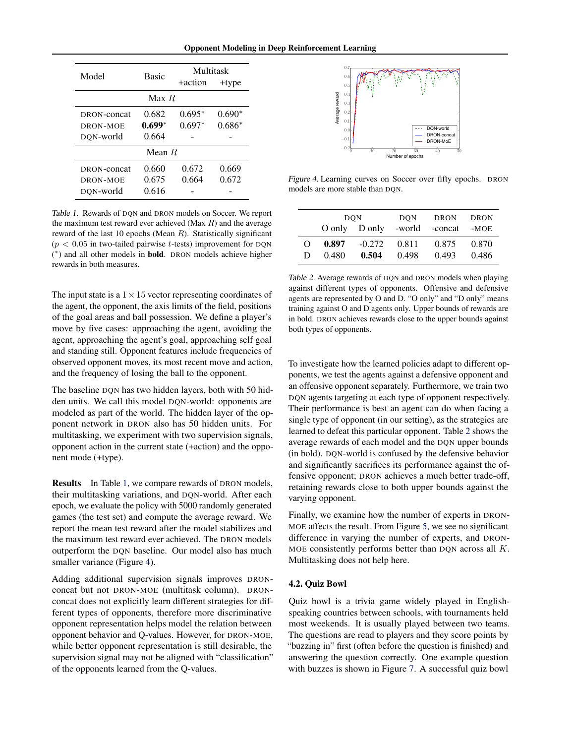| Model | Basic | Multitask +action | Multitask +type |
|---|---|---|---|
| Max $R$ | | | |
| DRON-concat | 0.682 | 0.695* | 0.690* |
| DRON-MOE | **0.699*** | 0.697* | 0.686* |
| DQN-world | 0.664 | - | - |
| Mean $R$ | | | |
| DRON-concat | 0.660 | 0.672 | 0.669 |
| DRON-MOE | 0.675 | 0.664 | 0.672 |
| DQN-world | 0.616 | - | - |

*Table 1.* Rewards of DQN and DRON models on Soccer. We report the maximum test reward ever achieved (Max $R$) and the average reward of the last 10 epochs (Mean $R$). Statistically significant ($p < 0.05$ in two-tailed pairwise $t$-tests) improvement for DQN (*) and all other models in **bold**. DRON models achieve higher rewards in both measures.

The input state is a $1 \times 15$ vector representing coordinates of the agent, the opponent, the axis limits of the field, positions of the goal areas and ball possession. We define a player's move by five cases: approaching the agent, avoiding the agent, approaching the agent's goal, approaching self goal and standing still. Opponent features include frequencies of observed opponent moves, its most recent move and action, and the frequency of losing the ball to the opponent.

The baseline DQN has two hidden layers, both with 50 hidden units. We call this model DQN-world: opponents are modeled as part of the world. The hidden layer of the opponent network in DRON also has 50 hidden units. For multitasking, we experiment with two supervision signals, opponent action in the current state (+action) and the opponent mode (+type).

**Results** In Table 1, we compare rewards of DRON models, their multitasking variations, and DQN-world. After each epoch, we evaluate the policy with 5000 randomly generated games (the test set) and compute the average reward. We report the mean test reward after the model stabilizes and the maximum test reward ever achieved. The DRON models outperform the DQN baseline. Our model also has much smaller variance (Figure 4).

Adding additional supervision signals improves DRON-concat but not DRON-MOE (multitask column). DRON-concat does not explicitly learn different strategies for different types of opponents, therefore more discriminative opponent representation helps model the relation between opponent behavior and Q-values. However, for DRON-MOE, while better opponent representation is still desirable, the supervision signal may not be aligned with "classification" of the opponents learned from the Q-values.

*Figure 4.* Learning curves on Soccer over fifty epochs. DRON models are more stable than DQN.

| | DQN O only | DQN D only | DQN -world | DRON -concat | DRON -MOE |
|---|---|---|---|---|---|
| O | **0.897** | -0.272 | 0.811 | 0.875 | 0.870 |
| D | 0.480 | **0.504** | 0.498 | 0.493 | 0.486 |

*Table 2.* Average rewards of DQN and DRON models when playing against different types of opponents. Offensive and defensive agents are represented by O and D. "O only" and "D only" means training against O and D agents only. Upper bounds of rewards are in bold. DRON achieves rewards close to the upper bounds against both types of opponents.

To investigate how the learned policies adapt to different opponents, we test the agents against a defensive opponent and an offensive opponent separately. Furthermore, we train two DQN agents targeting at each type of opponent respectively. Their performance is best an agent can do when facing a single type of opponent (in our setting), as the strategies are learned to defeat this particular opponent. Table 2 shows the average rewards of each model and the DQN upper bounds (in bold). DQN-world is confused by the defensive behavior and significantly sacrifices its performance against the offensive opponent; DRON achieves a much better trade-off, retaining rewards close to both upper bounds against the varying opponent.

Finally, we examine how the number of experts in DRON-MOE affects the result. From Figure 5, we see no significant difference in varying the number of experts, and DRON-MOE consistently performs better than DQN across all $K$. Multitasking does not help here.

### 4.2. Quiz Bowl

Quiz bowl is a trivia game widely played in English-speaking countries between schools, with tournaments held most weekends. It is usually played between two teams. The questions are read to players and they score points by "buzzing in" first (often before the question is finished) and answering the question correctly. One example question with buzzes is shown in Figure 7. A successful quiz bowl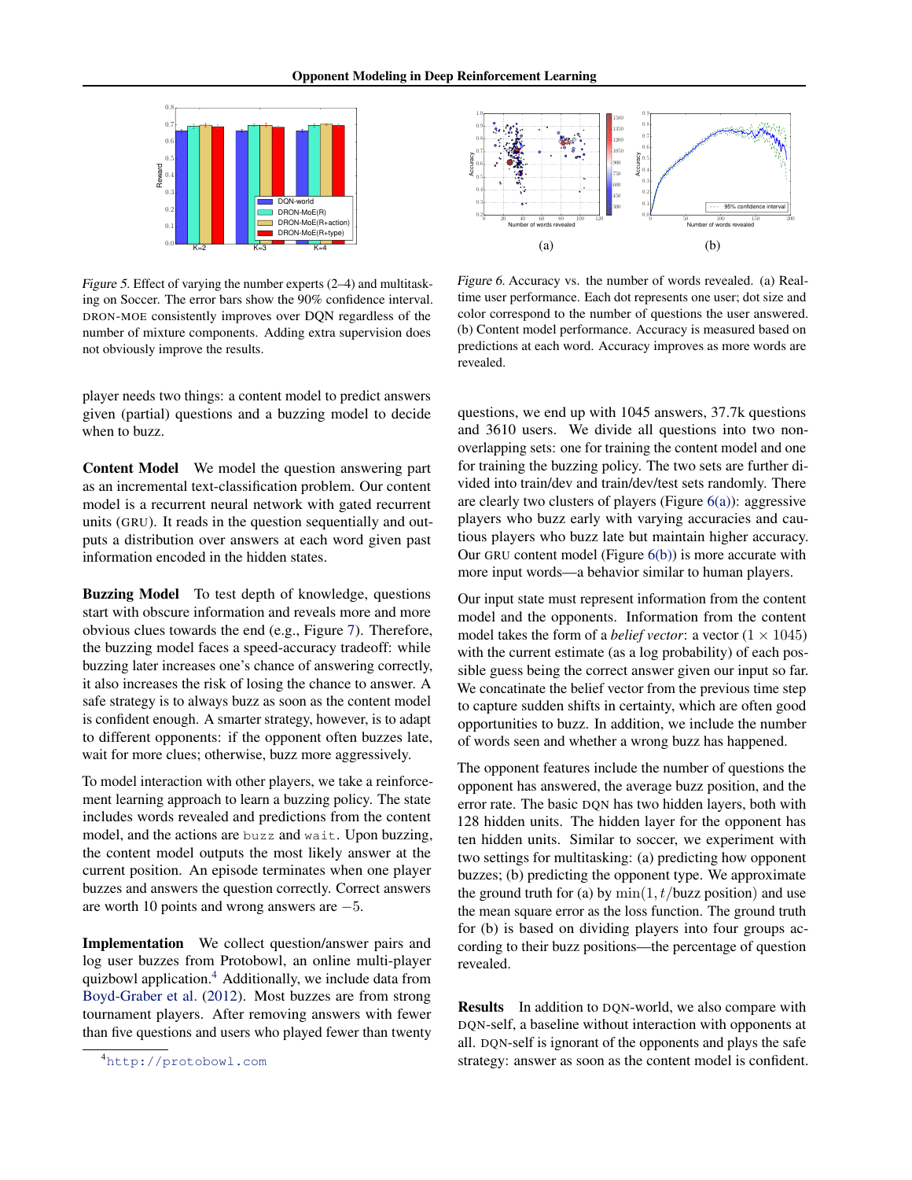*Figure 5.* Effect of varying the number experts (2–4) and multitasking on Soccer. The error bars show the 90% confidence interval. DRON-MOE consistently improves over DQN regardless of the number of mixture components. Adding extra supervision does not obviously improve the results.

*Figure 6.* Accuracy vs. the number of words revealed. (a) Real-time user performance. Each dot represents one user; dot size and color correspond to the number of questions the user answered. (b) Content model performance. Accuracy is measured based on predictions at each word. Accuracy improves as more words are revealed.

player needs two things: a content model to predict answers given (partial) questions and a buzzing model to decide when to buzz.

**Content Model** We model the question answering part as an incremental text-classification problem. Our content model is a recurrent neural network with gated recurrent units (GRU). It reads in the question sequentially and outputs a distribution over answers at each word given past information encoded in the hidden states.

**Buzzing Model** To test depth of knowledge, questions start with obscure information and reveals more and more obvious clues towards the end (e.g., Figure 7). Therefore, the buzzing model faces a speed-accuracy tradeoff: while buzzing later increases one's chance of answering correctly, it also increases the risk of losing the chance to answer. A safe strategy is to always buzz as soon as the content model is confident enough. A smarter strategy, however, is to adapt to different opponents: if the opponent often buzzes late, wait for more clues; otherwise, buzz more aggressively.

To model interaction with other players, we take a reinforcement learning approach to learn a buzzing policy. The state includes words revealed and predictions from the content model, and the actions are `buzz` and `wait`. Upon buzzing, the content model outputs the most likely answer at the current position. An episode terminates when one player buzzes and answers the question correctly. Correct answers are worth 10 points and wrong answers are $-5$.

**Implementation** We collect question/answer pairs and log user buzzes from Protobowl, an online multi-player quizbowl application.[4] Additionally, we include data from Boyd-Graber et al. (2012). Most buzzes are from strong tournament players. After removing answers with fewer than five questions and users who played fewer than twenty questions, we end up with 1045 answers, 37.7k questions and 3610 users. We divide all questions into two non-overlapping sets: one for training the content model and one for training the buzzing policy. The two sets are further divided into train/dev and train/dev/test sets randomly. There are clearly two clusters of players (Figure 6(a)): aggressive players who buzz early with varying accuracies and cautious players who buzz late but maintain higher accuracy. Our GRU content model (Figure 6(b)) is more accurate with more input words—a behavior similar to human players.

Our input state must represent information from the content model and the opponents. Information from the content model takes the form of a *belief vector*: a vector ($1 \times 1045$) with the current estimate (as a log probability) of each possible guess being the correct answer given our input so far. We concatinate the belief vector from the previous time step to capture sudden shifts in certainty, which are often good opportunities to buzz. In addition, we include the number of words seen and whether a wrong buzz has happened.

The opponent features include the number of questions the opponent has answered, the average buzz position, and the error rate. The basic DQN has two hidden layers, both with 128 hidden units. The hidden layer for the opponent has ten hidden units. Similar to soccer, we experiment with two settings for multitasking: (a) predicting how opponent buzzes; (b) predicting the opponent type. We approximate the ground truth for (a) by $\min(1, t/\text{buzz position})$ and use the mean square error as the loss function. The ground truth for (b) is based on dividing players into four groups according to their buzz positions—the percentage of question revealed.

**Results** In addition to DQN-world, we also compare with DQN-self, a baseline without interaction with opponents at all. DQN-self is ignorant of the opponents and plays the safe strategy: answer as soon as the content model is confident.

[4] http://protobowl.com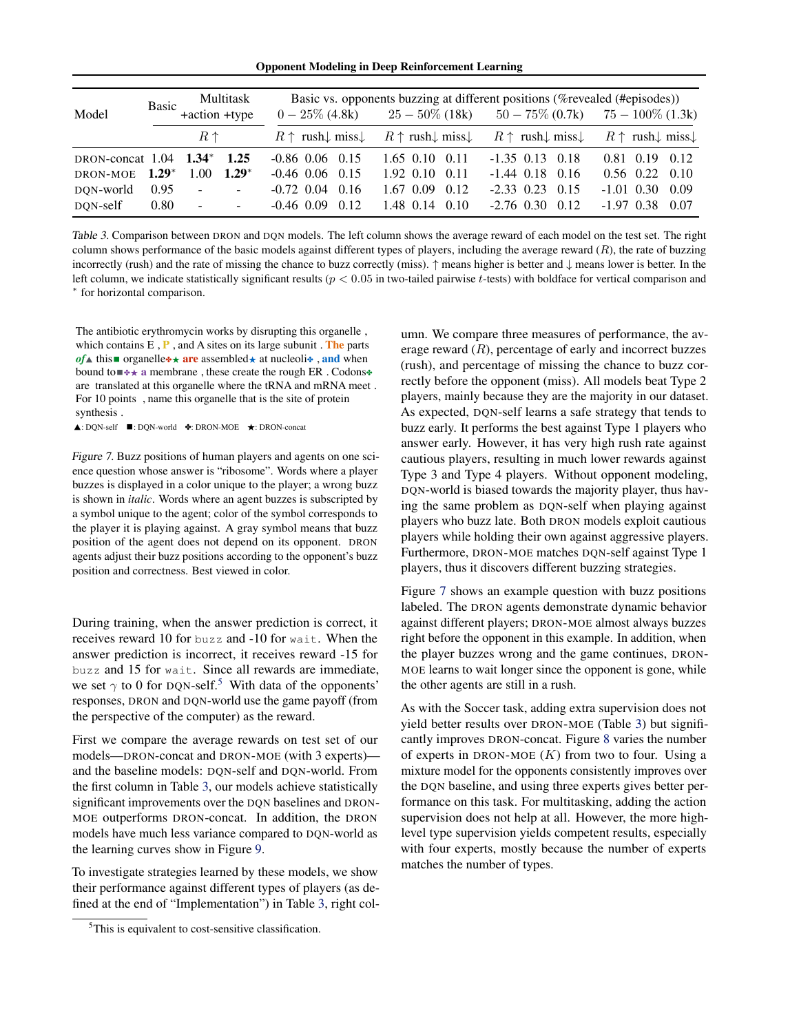| Model | Basic | Multitask +action | Multitask +type | Basic vs. opponents buzzing at different positions (%revealed (#episodes)) | | | | | | | | | | | |
|---|---|---|---|---|---|---|---|---|---|---|---|---|---|---|---|
| | | | | $0-25\%$ (4.8k) | | | $25-50\%$ (18k) | | | $50-75\%$ (0.7k) | | | $75-100\%$ (1.3k) | | |
| | $R\uparrow$ | | | $R\uparrow$ | rush$\downarrow$ | miss$\downarrow$ | $R\uparrow$ | rush$\downarrow$ | miss$\downarrow$ | $R\uparrow$ | rush$\downarrow$ | miss$\downarrow$ | $R\uparrow$ | rush$\downarrow$ | miss$\downarrow$ |
| DRON-concat | 1.04 | **1.34*** | **1.25** | -0.86 | 0.06 | 0.15 | 1.65 | 0.10 | 0.11 | -1.35 | 0.13 | 0.18 | 0.81 | 0.19 | 0.12 |
| DRON-MOE | **1.29*** | 1.00 | **1.29*** | -0.46 | 0.06 | 0.15 | 1.92 | 0.10 | 0.11 | -1.44 | 0.18 | 0.16 | 0.56 | 0.22 | 0.10 |
| DQN-world | 0.95 | - | - | -0.72 | 0.04 | 0.16 | 1.67 | 0.09 | 0.12 | -2.33 | 0.23 | 0.15 | -1.01 | 0.30 | 0.09 |
| DQN-self | 0.80 | - | - | -0.46 | 0.09 | 0.12 | 1.48 | 0.14 | 0.10 | -2.76 | 0.30 | 0.12 | -1.97 | 0.38 | 0.07 |

*Table 3.* Comparison between DRON and DQN models. The left column shows the average reward of each model on the test set. The right column shows performance of the basic models against different types of players, including the average reward ($R$), the rate of buzzing incorrectly (rush) and the rate of missing the chance to buzz correctly (miss). ↑ means higher is better and ↓ means lower is better. In the left column, we indicate statistically significant results ($p < 0.05$ in two-tailed pairwise $t$-tests) with boldface for vertical comparison and * for horizontal comparison.

The antibiotic erythromycin works by disrupting this organelle , which contains E , P , and A sites on its large subunit . **The** parts ***of***▲ this■ organelle✤★ **are** assembled★ at nucleoli✤ , **and** when bound to■✤★ **a** membrane , these create the rough ER . Codons✤ are translated at this organelle where the tRNA and mRNA meet . For 10 points , name this organelle that is the site of protein synthesis .

▲: DQN-self ■: DQN-world ✤: DRON-MOE ★: DRON-concat

*Figure 7.* Buzz positions of human players and agents on one science question whose answer is "ribosome". Words where a player buzzes is displayed in a color unique to the player; a wrong buzz is shown in *italic*. Words where an agent buzzes is subscripted by a symbol unique to the agent; color of the symbol corresponds to the player it is playing against. A gray symbol means that buzz position of the agent does not depend on its opponent. DRON agents adjust their buzz positions according to the opponent's buzz position and correctness. Best viewed in color.

During training, when the answer prediction is correct, it receives reward 10 for `buzz` and -10 for `wait`. When the answer prediction is incorrect, it receives reward -15 for `buzz` and 15 for `wait`. Since all rewards are immediate, we set $\gamma$ to 0 for DQN-self.[5] With data of the opponents' responses, DRON and DQN-world use the game payoff (from the perspective of the computer) as the reward.

First we compare the average rewards on test set of our models—DRON-concat and DRON-MOE (with 3 experts)—and the baseline models: DQN-self and DQN-world. From the first column in Table 3, our models achieve statistically significant improvements over the DQN baselines and DRON-MOE outperforms DRON-concat. In addition, the DRON models have much less variance compared to DQN-world as the learning curves show in Figure 9.

To investigate strategies learned by these models, we show their performance against different types of players (as defined at the end of "Implementation") in Table 3, right column. We compare three measures of performance, the average reward ($R$), percentage of early and incorrect buzzes (rush), and percentage of missing the chance to buzz correctly before the opponent (miss). All models beat Type 2 players, mainly because they are the majority in our dataset. As expected, DQN-self learns a safe strategy that tends to buzz early. It performs the best against Type 1 players who answer early. However, it has very high rush rate against cautious players, resulting in much lower rewards against Type 3 and Type 4 players. Without opponent modeling, DQN-world is biased towards the majority player, thus having the same problem as DQN-self when playing against players who buzz late. Both DRON models exploit cautious players while holding their own against aggressive players. Furthermore, DRON-MOE matches DQN-self against Type 1 players, thus it discovers different buzzing strategies.

Figure 7 shows an example question with buzz positions labeled. The DRON agents demonstrate dynamic behavior against different players; DRON-MOE almost always buzzes right before the opponent in this example. In addition, when the player buzzes wrong and the game continues, DRON-MOE learns to wait longer since the opponent is gone, while the other agents are still in a rush.

As with the Soccer task, adding extra supervision does not yield better results over DRON-MOE (Table 3) but significantly improves DRON-concat. Figure 8 varies the number of experts in DRON-MOE ($K$) from two to four. Using a mixture model for the opponents consistently improves over the DQN baseline, and using three experts gives better performance on this task. For multitasking, adding the action supervision does not help at all. However, the more high-level type supervision yields competent results, especially with four experts, mostly because the number of experts matches the number of types.

[5] This is equivalent to cost-sensitive classification.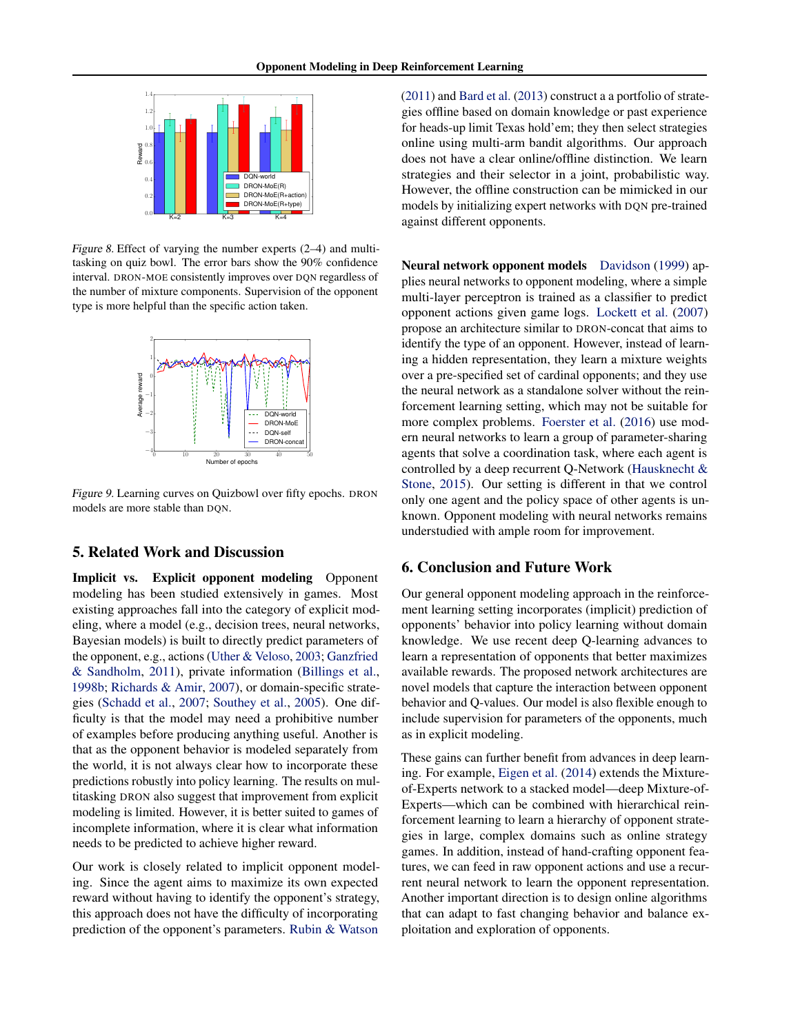*Figure 8.* Effect of varying the number experts (2–4) and multitasking on quiz bowl. The error bars show the 90% confidence interval. DRON-MOE consistently improves over DQN regardless of the number of mixture components. Supervision of the opponent type is more helpful than the specific action taken.

*Figure 9.* Learning curves on Quizbowl over fifty epochs. DRON models are more stable than DQN.

## 5. Related Work and Discussion

**Implicit vs. Explicit opponent modeling** Opponent modeling has been studied extensively in games. Most existing approaches fall into the category of explicit modeling, where a model (e.g., decision trees, neural networks, Bayesian models) is built to directly predict parameters of the opponent, e.g., actions (Uther & Veloso, 2003; Ganzfried & Sandholm, 2011), private information (Billings et al., 1998b; Richards & Amir, 2007), or domain-specific strategies (Schadd et al., 2007; Southey et al., 2005). One difficulty is that the model may need a prohibitive number of examples before producing anything useful. Another is that as the opponent behavior is modeled separately from the world, it is not always clear how to incorporate these predictions robustly into policy learning. The results on multitasking DRON also suggest that improvement from explicit modeling is limited. However, it is better suited to games of incomplete information, where it is clear what information needs to be predicted to achieve higher reward.

Our work is closely related to implicit opponent modeling. Since the agent aims to maximize its own expected reward without having to identify the opponent's strategy, this approach does not have the difficulty of incorporating prediction of the opponent's parameters. Rubin & Watson (2011) and Bard et al. (2013) construct a a portfolio of strategies offline based on domain knowledge or past experience for heads-up limit Texas hold'em; they then select strategies online using multi-arm bandit algorithms. Our approach does not have a clear online/offline distinction. We learn strategies and their selector in a joint, probabilistic way. However, the offline construction can be mimicked in our models by initializing expert networks with DQN pre-trained against different opponents.

**Neural network opponent models** Davidson (1999) applies neural networks to opponent modeling, where a simple multi-layer perceptron is trained as a classifier to predict opponent actions given game logs. Lockett et al. (2007) propose an architecture similar to DRON-concat that aims to identify the type of an opponent. However, instead of learning a hidden representation, they learn a mixture weights over a pre-specified set of cardinal opponents; and they use the neural network as a standalone solver without the reinforcement learning setting, which may not be suitable for more complex problems. Foerster et al. (2016) use modern neural networks to learn a group of parameter-sharing agents that solve a coordination task, where each agent is controlled by a deep recurrent Q-Network (Hausknecht & Stone, 2015). Our setting is different in that we control only one agent and the policy space of other agents is unknown. Opponent modeling with neural networks remains understudied with ample room for improvement.

## 6. Conclusion and Future Work

Our general opponent modeling approach in the reinforcement learning setting incorporates (implicit) prediction of opponents' behavior into policy learning without domain knowledge. We use recent deep Q-learning advances to learn a representation of opponents that better maximizes available rewards. The proposed network architectures are novel models that capture the interaction between opponent behavior and Q-values. Our model is also flexible enough to include supervision for parameters of the opponents, much as in explicit modeling.

These gains can further benefit from advances in deep learning. For example, Eigen et al. (2014) extends the Mixture-of-Experts network to a stacked model—deep Mixture-of-Experts—which can be combined with hierarchical reinforcement learning to learn a hierarchy of opponent strategies in large, complex domains such as online strategy games. In addition, instead of hand-crafting opponent features, we can feed in raw opponent actions and use a recurrent neural network to learn the opponent representation. Another important direction is to design online algorithms that can adapt to fast changing behavior and balance exploitation and exploration of opponents.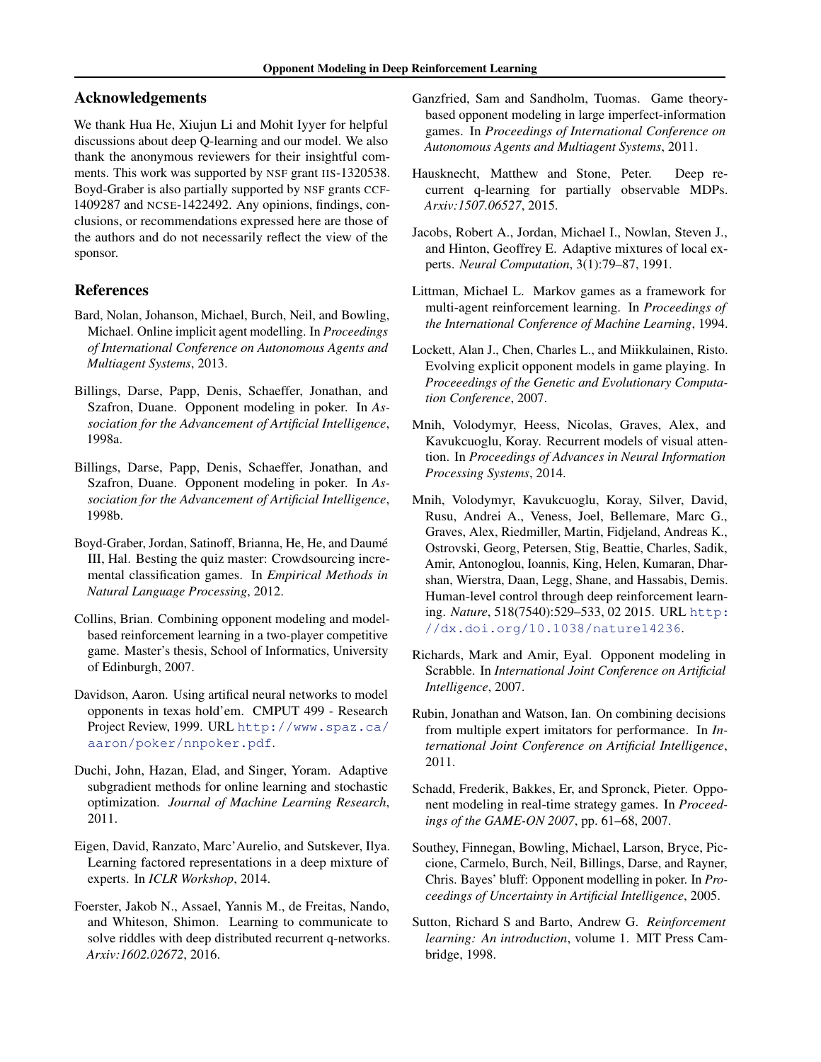## Acknowledgements

We thank Hua He, Xiujun Li and Mohit Iyyer for helpful discussions about deep Q-learning and our model. We also thank the anonymous reviewers for their insightful comments. This work was supported by NSF grant IIS-1320538. Boyd-Graber is also partially supported by NSF grants CCF-1409287 and NCSE-1422492. Any opinions, findings, conclusions, or recommendations expressed here are those of the authors and do not necessarily reflect the view of the sponsor.

## References

Bard, Nolan, Johanson, Michael, Burch, Neil, and Bowling, Michael. Online implicit agent modelling. In *Proceedings of International Conference on Autonomous Agents and Multiagent Systems*, 2013.

Billings, Darse, Papp, Denis, Schaeffer, Jonathan, and Szafron, Duane. Opponent modeling in poker. In *Association for the Advancement of Artificial Intelligence*, 1998a.

Billings, Darse, Papp, Denis, Schaeffer, Jonathan, and Szafron, Duane. Opponent modeling in poker. In *Association for the Advancement of Artificial Intelligence*, 1998b.

Boyd-Graber, Jordan, Satinoff, Brianna, He, He, and Daumé III, Hal. Besting the quiz master: Crowdsourcing incremental classification games. In *Empirical Methods in Natural Language Processing*, 2012.

Collins, Brian. Combining opponent modeling and model-based reinforcement learning in a two-player competitive game. Master's thesis, School of Informatics, University of Edinburgh, 2007.

Davidson, Aaron. Using artifical neural networks to model opponents in texas hold'em. CMPUT 499 - Research Project Review, 1999. URL http://www.spaz.ca/aaron/poker/nnpoker.pdf.

Duchi, John, Hazan, Elad, and Singer, Yoram. Adaptive subgradient methods for online learning and stochastic optimization. *Journal of Machine Learning Research*, 2011.

Eigen, David, Ranzato, Marc'Aurelio, and Sutskever, Ilya. Learning factored representations in a deep mixture of experts. In *ICLR Workshop*, 2014.

Foerster, Jakob N., Assael, Yannis M., de Freitas, Nando, and Whiteson, Shimon. Learning to communicate to solve riddles with deep distributed recurrent q-networks. *Arxiv:1602.02672*, 2016.

Ganzfried, Sam and Sandholm, Tuomas. Game theory-based opponent modeling in large imperfect-information games. In *Proceedings of International Conference on Autonomous Agents and Multiagent Systems*, 2011.

Hausknecht, Matthew and Stone, Peter. Deep recurrent q-learning for partially observable MDPs. *Arxiv:1507.06527*, 2015.

Jacobs, Robert A., Jordan, Michael I., Nowlan, Steven J., and Hinton, Geoffrey E. Adaptive mixtures of local experts. *Neural Computation*, 3(1):79–87, 1991.

Littman, Michael L. Markov games as a framework for multi-agent reinforcement learning. In *Proceedings of the International Conference of Machine Learning*, 1994.

Lockett, Alan J., Chen, Charles L., and Miikkulainen, Risto. Evolving explicit opponent models in game playing. In *Proceeedings of the Genetic and Evolutionary Computation Conference*, 2007.

Mnih, Volodymyr, Heess, Nicolas, Graves, Alex, and Kavukcuoglu, Koray. Recurrent models of visual attention. In *Proceedings of Advances in Neural Information Processing Systems*, 2014.

Mnih, Volodymyr, Kavukcuoglu, Koray, Silver, David, Rusu, Andrei A., Veness, Joel, Bellemare, Marc G., Graves, Alex, Riedmiller, Martin, Fidjeland, Andreas K., Ostrovski, Georg, Petersen, Stig, Beattie, Charles, Sadik, Amir, Antonoglou, Ioannis, King, Helen, Kumaran, Dharshan, Wierstra, Daan, Legg, Shane, and Hassabis, Demis. Human-level control through deep reinforcement learning. *Nature*, 518(7540):529–533, 02 2015. URL http://dx.doi.org/10.1038/nature14236.

Richards, Mark and Amir, Eyal. Opponent modeling in Scrabble. In *International Joint Conference on Artificial Intelligence*, 2007.

Rubin, Jonathan and Watson, Ian. On combining decisions from multiple expert imitators for performance. In *International Joint Conference on Artificial Intelligence*, 2011.

Schadd, Frederik, Bakkes, Er, and Spronck, Pieter. Opponent modeling in real-time strategy games. In *Proceedings of the GAME-ON 2007*, pp. 61–68, 2007.

Southey, Finnegan, Bowling, Michael, Larson, Bryce, Piccione, Carmelo, Burch, Neil, Billings, Darse, and Rayner, Chris. Bayes' bluff: Opponent modelling in poker. In *Proceedings of Uncertainty in Artificial Intelligence*, 2005.

Sutton, Richard S and Barto, Andrew G. *Reinforcement learning: An introduction*, volume 1. MIT Press Cambridge, 1998.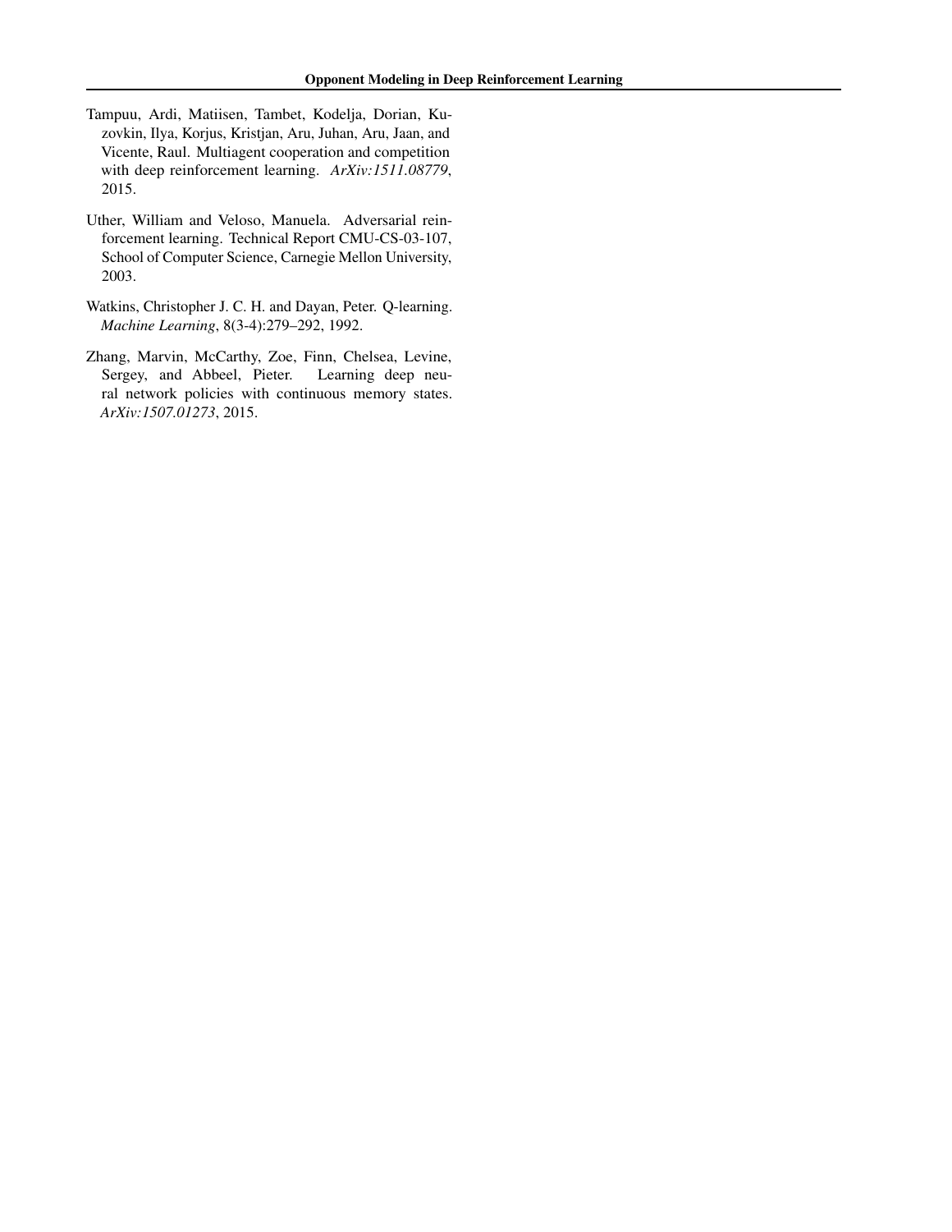Tampuu, Ardi, Matiisen, Tambet, Kodelja, Dorian, Kuzovkin, Ilya, Korjus, Kristjan, Aru, Juhan, Aru, Jaan, and Vicente, Raul. Multiagent cooperation and competition with deep reinforcement learning. *ArXiv:1511.08779*, 2015.

Uther, William and Veloso, Manuela. Adversarial reinforcement learning. Technical Report CMU-CS-03-107, School of Computer Science, Carnegie Mellon University, 2003.

Watkins, Christopher J. C. H. and Dayan, Peter. Q-learning. *Machine Learning*, 8(3-4):279–292, 1992.

Zhang, Marvin, McCarthy, Zoe, Finn, Chelsea, Levine, Sergey, and Abbeel, Pieter. Learning deep neural network policies with continuous memory states. *ArXiv:1507.01273*, 2015.